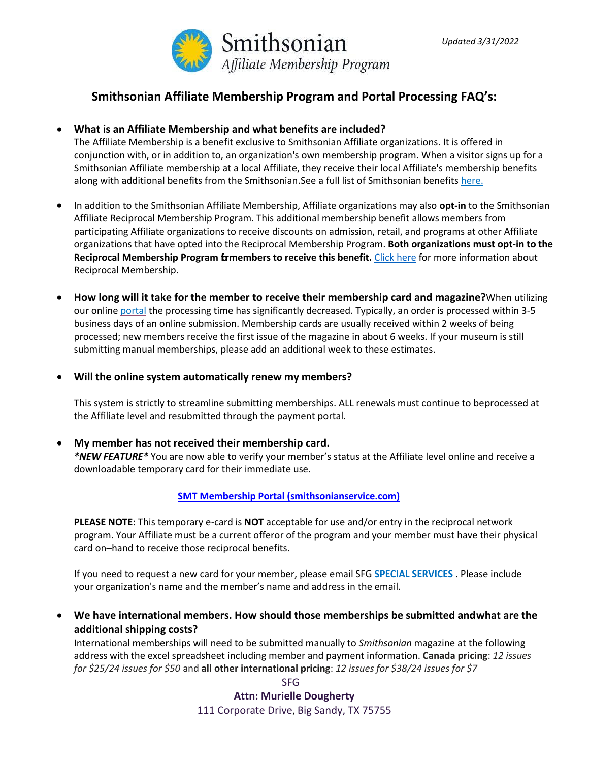Smithsonian

*Affiliate Membership Program*

*Updated 3/31/2022*

## Smithsonian Affiliate Membership Program and Portal Processing FAQ's:

- **What is an Affiliate Membership and what benefits are included?**
  The Affiliate Membership is a benefit exclusive to Smithsonian Affiliate organizations. It is offered in conjunction with, or in addition to, an organization's own membership program. When a visitor signs up for a Smithsonian Affiliate membership at a local Affiliate, they receive their local Affiliate's membership benefits along with additional benefits from the Smithsonian.See a full list of Smithsonian benefits [here.]

- In addition to the Smithsonian Affiliate Membership, Affiliate organizations may also **opt-in** to the Smithsonian Affiliate Reciprocal Membership Program. This additional membership benefit allows members from participating Affiliate organizations to receive discounts on admission, retail, and programs at other Affiliate organizations that have opted into the Reciprocal Membership Program. **Both organizations must opt-in to the Reciprocal Membership Program formembers to receive this benefit.** [Click here] for more information about Reciprocal Membership.

- **How long will it take for the member to receive their membership card and magazine?** When utilizing our online [portal] the processing time has significantly decreased. Typically, an order is processed within 3-5 business days of an online submission. Membership cards are usually received within 2 weeks of being processed; new members receive the first issue of the magazine in about 6 weeks. If your museum is still submitting manual memberships, please add an additional week to these estimates.

- **Will the online system automatically renew my members?**

  This system is strictly to streamline submitting memberships. ALL renewals must continue to beprocessed at the Affiliate level and resubmitted through the payment portal.

- **My member has not received their membership card.**
  ***NEW FEATURE*** You are now able to verify your member's status at the Affiliate level online and receive a downloadable temporary card for their immediate use.

  **[SMT Membership Portal (smithsonianservice.com)]**

  **PLEASE NOTE**: This temporary e-card is **NOT** acceptable for use and/or entry in the reciprocal network program. Your Affiliate must be a current offeror of the program and your member must have their physical card on–hand to receive those reciprocal benefits.

  If you need to request a new card for your member, please email SFG **[SPECIAL SERVICES]** . Please include your organization's name and the member's name and address in the email.

- **We have international members. How should those memberships be submitted andwhat are the additional shipping costs?**
  International memberships will need to be submitted manually to *Smithsonian* magazine at the following address with the excel spreadsheet including member and payment information. **Canada pricing**: *12 issues for $25/24 issues for $50* and **all other international pricing**: *12 issues for $38/24 issues for $7*

  SFG
  **Attn: Murielle Dougherty**
  111 Corporate Drive, Big Sandy, TX 75755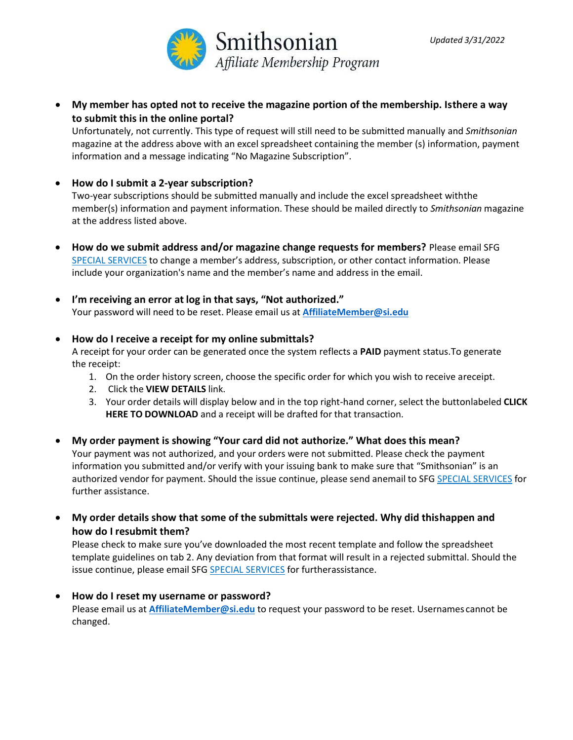Updated 3/31/2022

Smithsonian
*Affiliate Membership Program*

- **My member has opted not to receive the magazine portion of the membership. Isthere a way to submit this in the online portal?**
  Unfortunately, not currently. This type of request will still need to be submitted manually and *Smithsonian* magazine at the address above with an excel spreadsheet containing the member (s) information, payment information and a message indicating "No Magazine Subscription".

- **How do I submit a 2-year subscription?**
  Two-year subscriptions should be submitted manually and include the excel spreadsheet withthe member(s) information and payment information. These should be mailed directly to *Smithsonian* magazine at the address listed above.

- **How do we submit address and/or magazine change requests for members?** Please email SFG SPECIAL SERVICES to change a member's address, subscription, or other contact information. Please include your organization's name and the member's name and address in the email.

- **I'm receiving an error at log in that says, "Not authorized."**
  Your password will need to be reset. Please email us at **AffiliateMember@si.edu**

- **How do I receive a receipt for my online submittals?**
  A receipt for your order can be generated once the system reflects a **PAID** payment status.To generate the receipt:
  1. On the order history screen, choose the specific order for which you wish to receive areceipt.
  2. Click the **VIEW DETAILS** link.
  3. Your order details will display below and in the top right-hand corner, select the buttonlabeled **CLICK HERE TO DOWNLOAD** and a receipt will be drafted for that transaction.

- **My order payment is showing "Your card did not authorize." What does this mean?**
  Your payment was not authorized, and your orders were not submitted. Please check the payment information you submitted and/or verify with your issuing bank to make sure that "Smithsonian" is an authorized vendor for payment. Should the issue continue, please send anemail to SFG SPECIAL SERVICES for further assistance.

- **My order details show that some of the submittals were rejected. Why did thishappen and how do I resubmit them?**
  Please check to make sure you've downloaded the most recent template and follow the spreadsheet template guidelines on tab 2. Any deviation from that format will result in a rejected submittal. Should the issue continue, please email SFG SPECIAL SERVICES for furtherassistance.

- **How do I reset my username or password?**
  Please email us at **AffiliateMember@si.edu** to request your password to be reset. Usernames cannot be changed.